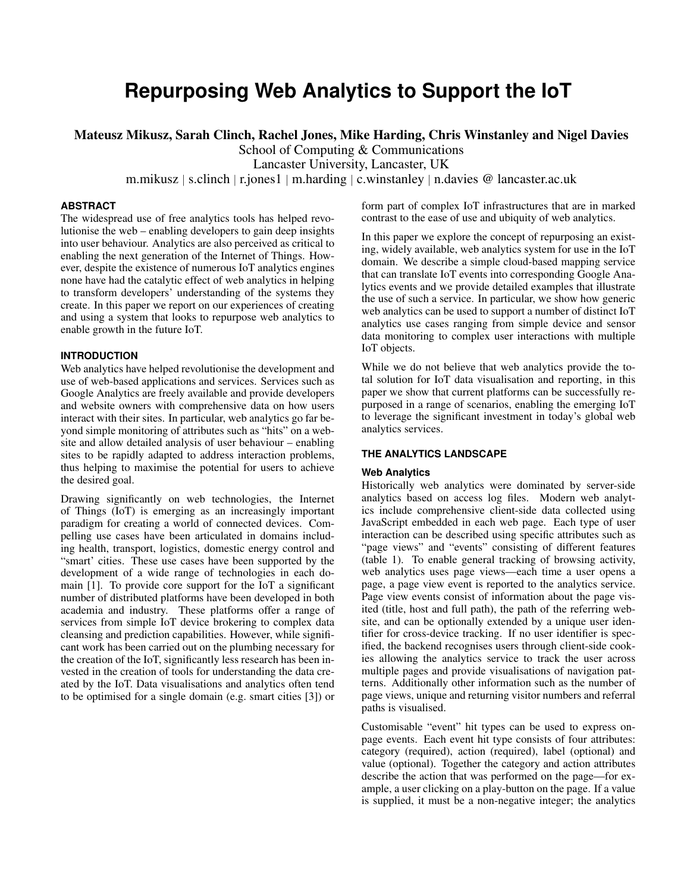# Repurposing Web Analytics to Support the IoT

**Mateusz Mikusz, Sarah Clinch, Rachel Jones, Mike Harding, Chris Winstanley and Nigel Davies**

School of Computing & Communications

Lancaster University, Lancaster, UK

m.mikusz | s.clinch | r.jones1 | m.harding | c.winstanley | n.davies @ lancaster.ac.uk

## ABSTRACT

The widespread use of free analytics tools has helped revolutionise the web – enabling developers to gain deep insights into user behaviour. Analytics are also perceived as critical to enabling the next generation of the Internet of Things. However, despite the existence of numerous IoT analytics engines none have had the catalytic effect of web analytics in helping to transform developers' understanding of the systems they create. In this paper we report on our experiences of creating and using a system that looks to repurpose web analytics to enable growth in the future IoT.

## INTRODUCTION

Web analytics have helped revolutionise the development and use of web-based applications and services. Services such as Google Analytics are freely available and provide developers and website owners with comprehensive data on how users interact with their sites. In particular, web analytics go far beyond simple monitoring of attributes such as "hits" on a website and allow detailed analysis of user behaviour – enabling sites to be rapidly adapted to address interaction problems, thus helping to maximise the potential for users to achieve the desired goal.

Drawing significantly on web technologies, the Internet of Things (IoT) is emerging as an increasingly important paradigm for creating a world of connected devices. Compelling use cases have been articulated in domains including health, transport, logistics, domestic energy control and "smart' cities. These use cases have been supported by the development of a wide range of technologies in each domain [1]. To provide core support for the IoT a significant number of distributed platforms have been developed in both academia and industry. These platforms offer a range of services from simple IoT device brokering to complex data cleansing and prediction capabilities. However, while significant work has been carried out on the plumbing necessary for the creation of the IoT, significantly less research has been invested in the creation of tools for understanding the data created by the IoT. Data visualisations and analytics often tend to be optimised for a single domain (e.g. smart cities [3]) or form part of complex IoT infrastructures that are in marked contrast to the ease of use and ubiquity of web analytics.

In this paper we explore the concept of repurposing an existing, widely available, web analytics system for use in the IoT domain. We describe a simple cloud-based mapping service that can translate IoT events into corresponding Google Analytics events and we provide detailed examples that illustrate the use of such a service. In particular, we show how generic web analytics can be used to support a number of distinct IoT analytics use cases ranging from simple device and sensor data monitoring to complex user interactions with multiple IoT objects.

While we do not believe that web analytics provide the total solution for IoT data visualisation and reporting, in this paper we show that current platforms can be successfully repurposed in a range of scenarios, enabling the emerging IoT to leverage the significant investment in today's global web analytics services.

## THE ANALYTICS LANDSCAPE

### Web Analytics

Historically web analytics were dominated by server-side analytics based on access log files. Modern web analytics include comprehensive client-side data collected using JavaScript embedded in each web page. Each type of user interaction can be described using specific attributes such as "page views" and "events" consisting of different features (table 1). To enable general tracking of browsing activity, web analytics uses page views—each time a user opens a page, a page view event is reported to the analytics service. Page view events consist of information about the page visited (title, host and full path), the path of the referring website, and can be optionally extended by a unique user identifier for cross-device tracking. If no user identifier is specified, the backend recognises users through client-side cookies allowing the analytics service to track the user across multiple pages and provide visualisations of navigation patterns. Additionally other information such as the number of page views, unique and returning visitor numbers and referral paths is visualised.

Customisable "event" hit types can be used to express on-page events. Each event hit type consists of four attributes: category (required), action (required), label (optional) and value (optional). Together the category and action attributes describe the action that was performed on the page—for example, a user clicking on a play-button on the page. If a value is supplied, it must be a non-negative integer; the analytics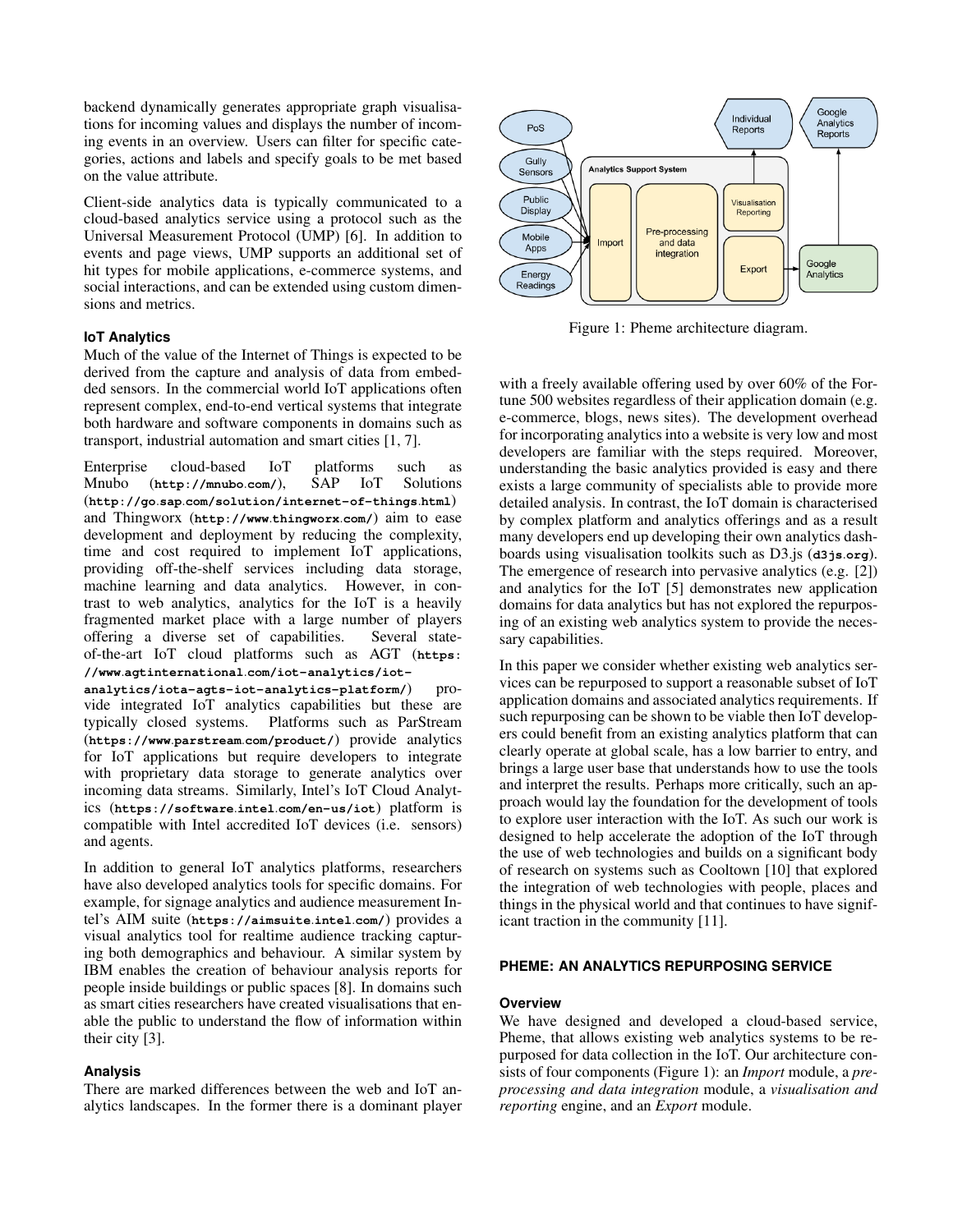backend dynamically generates appropriate graph visualisations for incoming values and displays the number of incoming events in an overview. Users can filter for specific categories, actions and labels and specify goals to be met based on the value attribute.

Client-side analytics data is typically communicated to a cloud-based analytics service using a protocol such as the Universal Measurement Protocol (UMP) [6]. In addition to events and page views, UMP supports an additional set of hit types for mobile applications, e-commerce systems, and social interactions, and can be extended using custom dimensions and metrics.

### IoT Analytics

Much of the value of the Internet of Things is expected to be derived from the capture and analysis of data from embedded sensors. In the commercial world IoT applications often represent complex, end-to-end vertical systems that integrate both hardware and software components in domains such as transport, industrial automation and smart cities [1, 7].

Enterprise cloud-based IoT platforms such as Mnubo (`http://mnubo.com/`), SAP IoT Solutions (`http://go.sap.com/solution/internet-of-things.html`) and Thingworx (`http://www.thingworx.com/`) aim to ease development and deployment by reducing the complexity, time and cost required to implement IoT applications, providing off-the-shelf services including data storage, machine learning and data analytics. However, in contrast to web analytics, analytics for the IoT is a heavily fragmented market place with a large number of players offering a diverse set of capabilities. Several state-of-the-art IoT cloud platforms such as AGT (`https://www.agtinternational.com/iot-analytics/iota-agts-iot-analytics-platform/`) provide integrated IoT analytics capabilities but these are typically closed systems. Platforms such as ParStream (`https://www.parstream.com/product/`) provide analytics for IoT applications but require developers to integrate with proprietary data storage to generate analytics over incoming data streams. Similarly, Intel's IoT Cloud Analytics (`https://software.intel.com/en-us/iot`) platform is compatible with Intel accredited IoT devices (i.e. sensors) and agents.

In addition to general IoT analytics platforms, researchers have also developed analytics tools for specific domains. For example, for signage analytics and audience measurement Intel's AIM suite (`https://aimsuite.intel.com/`) provides a visual analytics tool for realtime audience tracking capturing both demographics and behaviour. A similar system by IBM enables the creation of behaviour analysis reports for people inside buildings or public spaces [8]. In domains such as smart cities researchers have created visualisations that enable the public to understand the flow of information within their city [3].

### Analysis

There are marked differences between the web and IoT analytics landscapes. In the former there is a dominant player with a freely available offering used by over 60% of the Fortune 500 websites regardless of their application domain (e.g. e-commerce, blogs, news sites). The development overhead for incorporating analytics into a website is very low and most developers are familiar with the steps required. Moreover, understanding the basic analytics provided is easy and there exists a large community of specialists able to provide more detailed analysis. In contrast, the IoT domain is characterised by complex platform and analytics offerings and as a result many developers end up developing their own analytics dashboards using visualisation toolkits such as D3.js (`d3js.org`). The emergence of research into pervasive analytics (e.g. [2]) and analytics for the IoT [5] demonstrates new application domains for data analytics but has not explored the repurposing of an existing web analytics system to provide the necessary capabilities.

Figure 1: Pheme architecture diagram.

In this paper we consider whether existing web analytics services can be repurposed to support a reasonable subset of IoT application domains and associated analytics requirements. If such repurposing can be shown to be viable then IoT developers could benefit from an existing analytics platform that can clearly operate at global scale, has a low barrier to entry, and brings a large user base that understands how to use the tools and interpret the results. Perhaps more critically, such an approach would lay the foundation for the development of tools to explore user interaction with the IoT. As such our work is designed to help accelerate the adoption of the IoT through the use of web technologies and builds on a significant body of research on systems such as Cooltown [10] that explored the integration of web technologies with people, places and things in the physical world and that continues to have significant traction in the community [11].

## PHEME: AN ANALYTICS REPURPOSING SERVICE

### Overview

We have designed and developed a cloud-based service, Pheme, that allows existing web analytics systems to be repurposed for data collection in the IoT. Our architecture consists of four components (Figure 1): an *Import* module, a *pre-processing and data integration* module, a *visualisation and reporting* engine, and an *Export* module.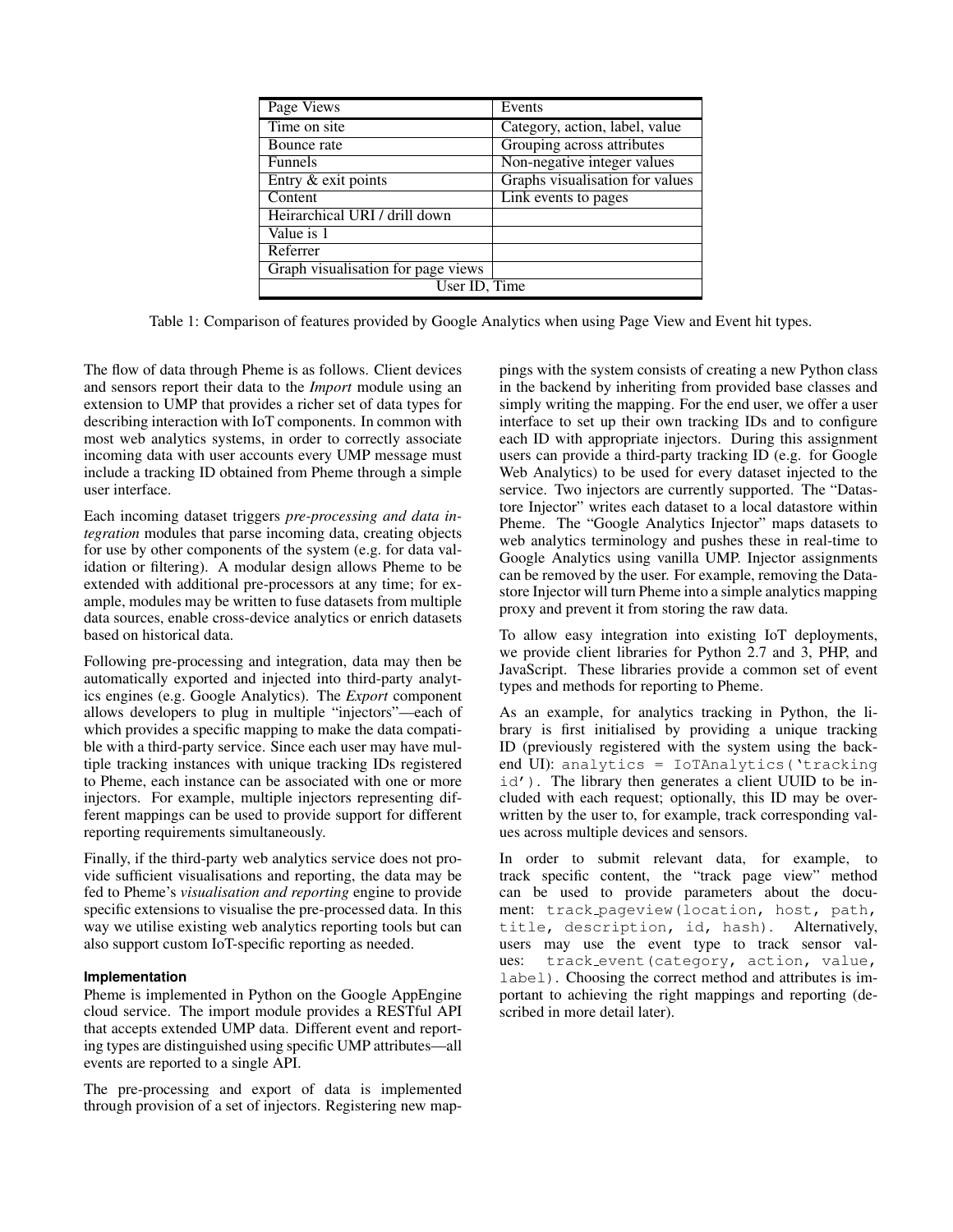| Page Views | Events |
|---|---|
| Time on site | Category, action, label, value |
| Bounce rate | Grouping across attributes |
| Funnels | Non-negative integer values |
| Entry & exit points | Graphs visualisation for values |
| Content | Link events to pages |
| Heirarchical URI / drill down | |
| Value is 1 | |
| Referrer | |
| Graph visualisation for page views | |
| User ID, Time | |

Table 1: Comparison of features provided by Google Analytics when using Page View and Event hit types.

The flow of data through Pheme is as follows. Client devices and sensors report their data to the *Import* module using an extension to UMP that provides a richer set of data types for describing interaction with IoT components. In common with most web analytics systems, in order to correctly associate incoming data with user accounts every UMP message must include a tracking ID obtained from Pheme through a simple user interface.

Each incoming dataset triggers *pre-processing and data integration* modules that parse incoming data, creating objects for use by other components of the system (e.g. for data validation or filtering). A modular design allows Pheme to be extended with additional pre-processors at any time; for example, modules may be written to fuse datasets from multiple data sources, enable cross-device analytics or enrich datasets based on historical data.

Following pre-processing and integration, data may then be automatically exported and injected into third-party analytics engines (e.g. Google Analytics). The *Export* component allows developers to plug in multiple "injectors"—each of which provides a specific mapping to make the data compatible with a third-party service. Since each user may have multiple tracking instances with unique tracking IDs registered to Pheme, each instance can be associated with one or more injectors. For example, multiple injectors representing different mappings can be used to provide support for different reporting requirements simultaneously.

Finally, if the third-party web analytics service does not provide sufficient visualisations and reporting, the data may be fed to Pheme's *visualisation and reporting* engine to provide specific extensions to visualise the pre-processed data. In this way we utilise existing web analytics reporting tools but can also support custom IoT-specific reporting as needed.

#### Implementation

Pheme is implemented in Python on the Google AppEngine cloud service. The import module provides a RESTful API that accepts extended UMP data. Different event and reporting types are distinguished using specific UMP attributes—all events are reported to a single API.

The pre-processing and export of data is implemented through provision of a set of injectors. Registering new mappings with the system consists of creating a new Python class in the backend by inheriting from provided base classes and simply writing the mapping. For the end user, we offer a user interface to set up their own tracking IDs and to configure each ID with appropriate injectors. During this assignment users can provide a third-party tracking ID (e.g. for Google Web Analytics) to be used for every dataset injected to the service. Two injectors are currently supported. The "Datastore Injector" writes each dataset to a local datastore within Pheme. The "Google Analytics Injector" maps datasets to web analytics terminology and pushes these in real-time to Google Analytics using vanilla UMP. Injector assignments can be removed by the user. For example, removing the Datastore Injector will turn Pheme into a simple analytics mapping proxy and prevent it from storing the raw data.

To allow easy integration into existing IoT deployments, we provide client libraries for Python 2.7 and 3, PHP, and JavaScript. These libraries provide a common set of event types and methods for reporting to Pheme.

As an example, for analytics tracking in Python, the library is first initialised by providing a unique tracking ID (previously registered with the system using the backend UI): `analytics = IoTAnalytics('tracking id')`. The library then generates a client UUID to be included with each request; optionally, this ID may be overwritten by the user to, for example, track corresponding values across multiple devices and sensors.

In order to submit relevant data, for example, to track specific content, the "track page view" method can be used to provide parameters about the document: `track_pageview(location, host, path, title, description, id, hash)`. Alternatively, users may use the event type to track sensor values: `track_event(category, action, value, label)`. Choosing the correct method and attributes is important to achieving the right mappings and reporting (described in more detail later).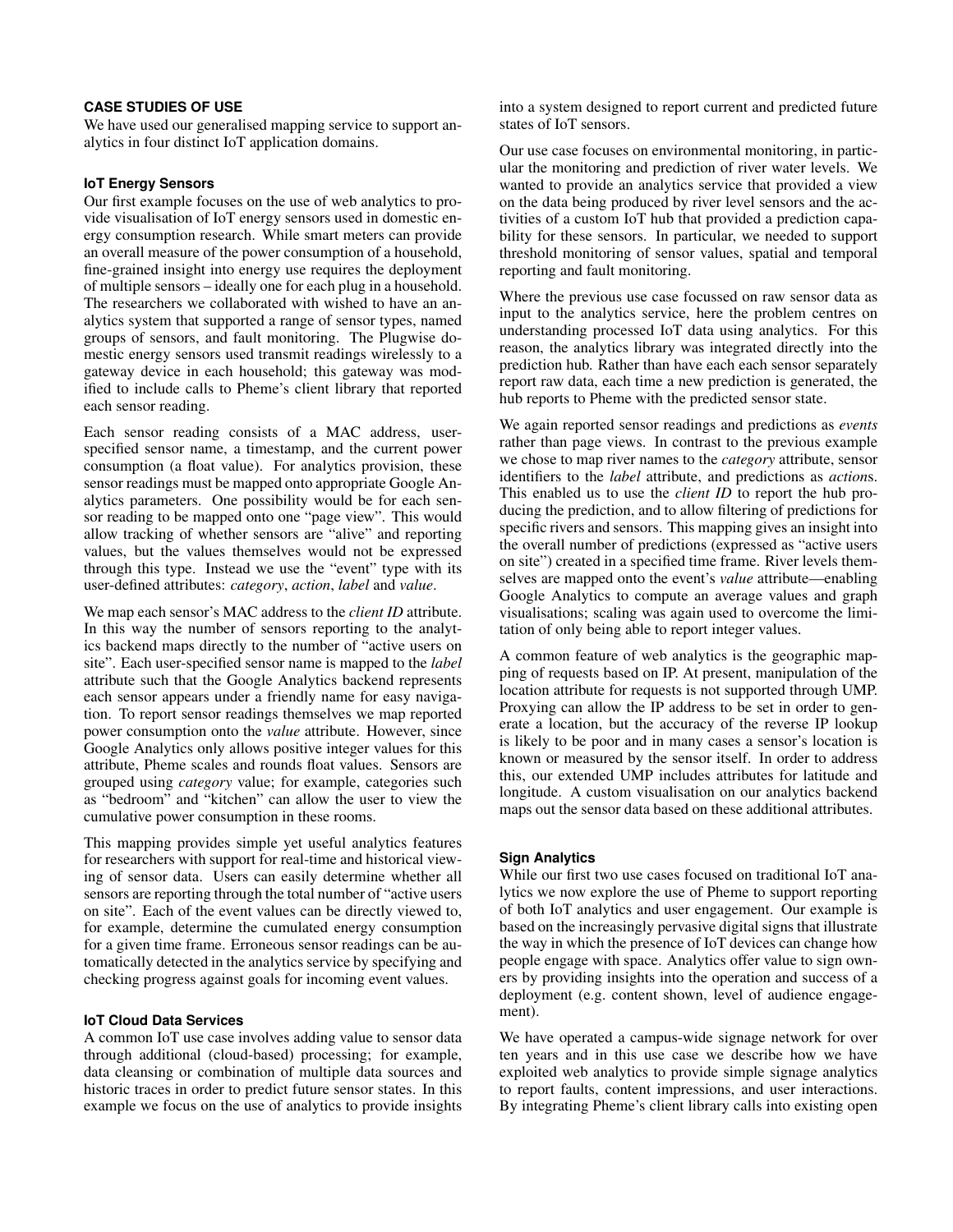## CASE STUDIES OF USE

We have used our generalised mapping service to support analytics in four distinct IoT application domains.

### IoT Energy Sensors

Our first example focuses on the use of web analytics to provide visualisation of IoT energy sensors used in domestic energy consumption research. While smart meters can provide an overall measure of the power consumption of a household, fine-grained insight into energy use requires the deployment of multiple sensors – ideally one for each plug in a household. The researchers we collaborated with wished to have an analytics system that supported a range of sensor types, named groups of sensors, and fault monitoring. The Plugwise domestic energy sensors used transmit readings wirelessly to a gateway device in each household; this gateway was modified to include calls to Pheme's client library that reported each sensor reading.

Each sensor reading consists of a MAC address, user-specified sensor name, a timestamp, and the current power consumption (a float value). For analytics provision, these sensor readings must be mapped onto appropriate Google Analytics parameters. One possibility would be for each sensor reading to be mapped onto one "page view". This would allow tracking of whether sensors are "alive" and reporting values, but the values themselves would not be expressed through this type. Instead we use the "event" type with its user-defined attributes: *category*, *action*, *label* and *value*.

We map each sensor's MAC address to the *client ID* attribute. In this way the number of sensors reporting to the analytics backend maps directly to the number of "active users on site". Each user-specified sensor name is mapped to the *label* attribute such that the Google Analytics backend represents each sensor appears under a friendly name for easy navigation. To report sensor readings themselves we map reported power consumption onto the *value* attribute. However, since Google Analytics only allows positive integer values for this attribute, Pheme scales and rounds float values. Sensors are grouped using *category* value; for example, categories such as "bedroom" and "kitchen" can allow the user to view the cumulative power consumption in these rooms.

This mapping provides simple yet useful analytics features for researchers with support for real-time and historical viewing of sensor data. Users can easily determine whether all sensors are reporting through the total number of "active users on site". Each of the event values can be directly viewed to, for example, determine the cumulated energy consumption for a given time frame. Erroneous sensor readings can be automatically detected in the analytics service by specifying and checking progress against goals for incoming event values.

### IoT Cloud Data Services

A common IoT use case involves adding value to sensor data through additional (cloud-based) processing; for example, data cleansing or combination of multiple data sources and historic traces in order to predict future sensor states. In this example we focus on the use of analytics to provide insights into a system designed to report current and predicted future states of IoT sensors.

Our use case focuses on environmental monitoring, in particular the monitoring and prediction of river water levels. We wanted to provide an analytics service that provided a view on the data being produced by river level sensors and the activities of a custom IoT hub that provided a prediction capability for these sensors. In particular, we needed to support threshold monitoring of sensor values, spatial and temporal reporting and fault monitoring.

Where the previous use case focussed on raw sensor data as input to the analytics service, here the problem centres on understanding processed IoT data using analytics. For this reason, the analytics library was integrated directly into the prediction hub. Rather than have each each sensor separately report raw data, each time a new prediction is generated, the hub reports to Pheme with the predicted sensor state.

We again reported sensor readings and predictions as *events* rather than page views. In contrast to the previous example we chose to map river names to the *category* attribute, sensor identifiers to the *label* attribute, and predictions as *action*s. This enabled us to use the *client ID* to report the hub producing the prediction, and to allow filtering of predictions for specific rivers and sensors. This mapping gives an insight into the overall number of predictions (expressed as "active users on site") created in a specified time frame. River levels themselves are mapped onto the event's *value* attribute—enabling Google Analytics to compute an average values and graph visualisations; scaling was again used to overcome the limitation of only being able to report integer values.

A common feature of web analytics is the geographic mapping of requests based on IP. At present, manipulation of the location attribute for requests is not supported through UMP. Proxying can allow the IP address to be set in order to generate a location, but the accuracy of the reverse IP lookup is likely to be poor and in many cases a sensor's location is known or measured by the sensor itself. In order to address this, our extended UMP includes attributes for latitude and longitude. A custom visualisation on our analytics backend maps out the sensor data based on these additional attributes.

### Sign Analytics

While our first two use cases focused on traditional IoT analytics we now explore the use of Pheme to support reporting of both IoT analytics and user engagement. Our example is based on the increasingly pervasive digital signs that illustrate the way in which the presence of IoT devices can change how people engage with space. Analytics offer value to sign owners by providing insights into the operation and success of a deployment (e.g. content shown, level of audience engagement).

We have operated a campus-wide signage network for over ten years and in this use case we describe how we have exploited web analytics to provide simple signage analytics to report faults, content impressions, and user interactions. By integrating Pheme's client library calls into existing open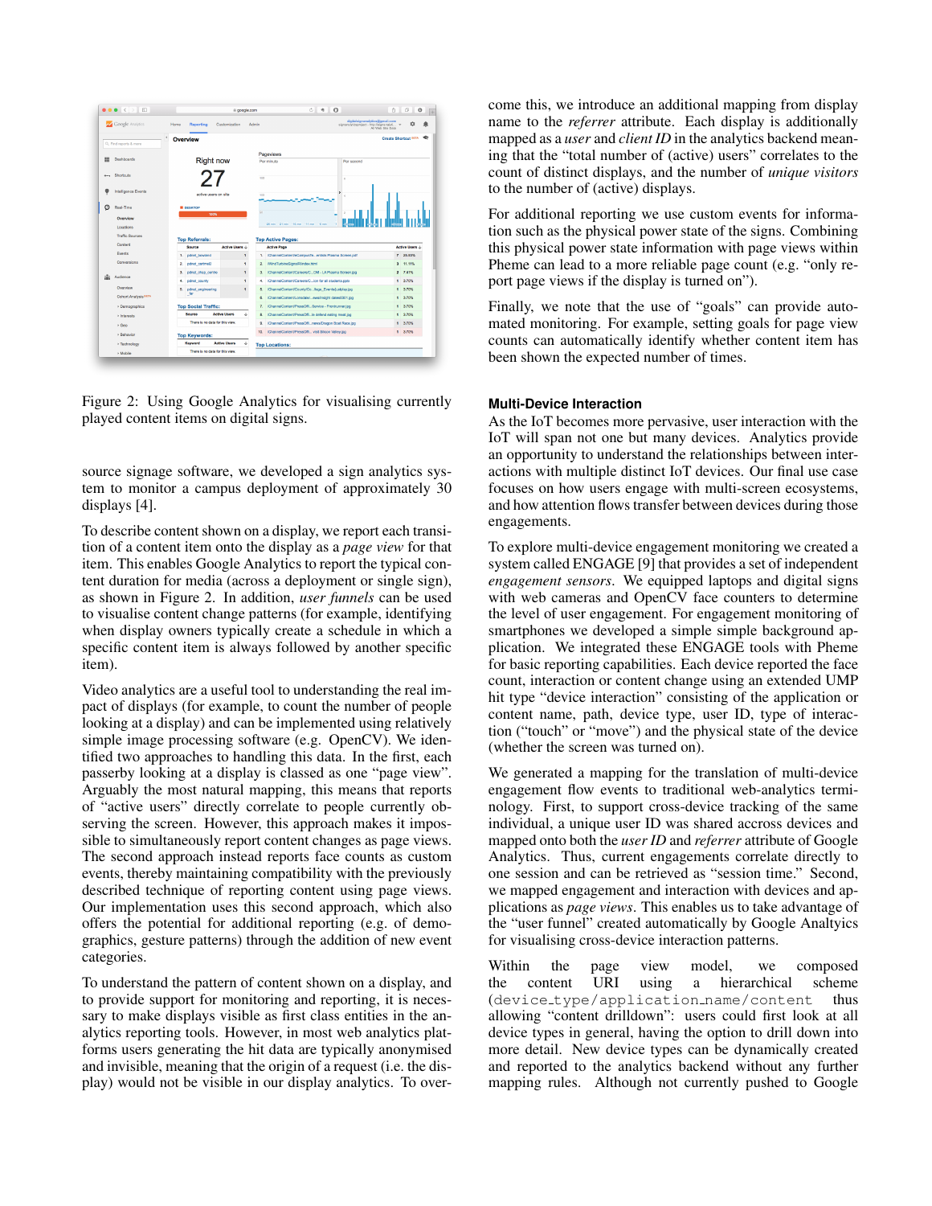Figure 2: Using Google Analytics for visualising currently played content items on digital signs.

source signage software, we developed a sign analytics system to monitor a campus deployment of approximately 30 displays [4].

To describe content shown on a display, we report each transition of a content item onto the display as a *page view* for that item. This enables Google Analytics to report the typical content duration for media (across a deployment or single sign), as shown in Figure 2. In addition, *user funnels* can be used to visualise content change patterns (for example, identifying when display owners typically create a schedule in which a specific content item is always followed by another specific item).

Video analytics are a useful tool to understanding the real impact of displays (for example, to count the number of people looking at a display) and can be implemented using relatively simple image processing software (e.g. OpenCV). We identified two approaches to handling this data. In the first, each passerby looking at a display is classed as one "page view". Arguably the most natural mapping, this means that reports of "active users" directly correlate to people currently observing the screen. However, this approach makes it impossible to simultaneously report content changes as page views. The second approach instead reports face counts as custom events, thereby maintaining compatibility with the previously described technique of reporting content using page views. Our implementation uses this second approach, which also offers the potential for additional reporting (e.g. of demographics, gesture patterns) through the addition of new event categories.

To understand the pattern of content shown on a display, and to provide support for monitoring and reporting, it is necessary to make displays visible as first class entities in the analytics reporting tools. However, in most web analytics platforms users generating the hit data are typically anonymised and invisible, meaning that the origin of a request (i.e. the display) would not be visible in our display analytics. To overcome this, we introduce an additional mapping from display name to the *referrer* attribute. Each display is additionally mapped as a *user* and *client ID* in the analytics backend meaning that the "total number of (active) users" correlates to the count of distinct displays, and the number of *unique visitors* to the number of (active) displays.

For additional reporting we use custom events for information such as the physical power state of the signs. Combining this physical power state information with page views within Pheme can lead to a more reliable page count (e.g. "only report page views if the display is turned on").

Finally, we note that the use of "goals" can provide automated monitoring. For example, setting goals for page view counts can automatically identify whether content item has been shown the expected number of times.

### Multi-Device Interaction

As the IoT becomes more pervasive, user interaction with the IoT will span not one but many devices. Analytics provide an opportunity to understand the relationships between interactions with multiple distinct IoT devices. Our final use case focuses on how users engage with multi-screen ecosystems, and how attention flows transfer between devices during those engagements.

To explore multi-device engagement monitoring we created a system called ENGAGE [9] that provides a set of independent *engagement sensors*. We equipped laptops and digital signs with web cameras and OpenCV face counters to determine the level of user engagement. For engagement monitoring of smartphones we developed a simple simple background application. We integrated these ENGAGE tools with Pheme for basic reporting capabilities. Each device reported the face count, interaction or content change using an extended UMP hit type "device interaction" consisting of the application or content name, path, device type, user ID, type of interaction ("touch" or "move") and the physical state of the device (whether the screen was turned on).

We generated a mapping for the translation of multi-device engagement flow events to traditional web-analytics terminology. First, to support cross-device tracking of the same individual, a unique user ID was shared accross devices and mapped onto both the *user ID* and *referrer* attribute of Google Analytics. Thus, current engagements correlate directly to one session and can be retrieved as "session time." Second, we mapped engagement and interaction with devices and applications as *page views*. This enables us to take advantage of the "user funnel" created automatically by Google Analytics for visualising cross-device interaction patterns.

Within the page view model, we composed the content URI using a hierarchical scheme (`device_type/application_name/content` thus allowing "content drilldown": users could first look at all device types in general, having the option to drill down into more detail. New device types can be dynamically created and reported to the analytics backend without any further mapping rules. Although not currently pushed to Google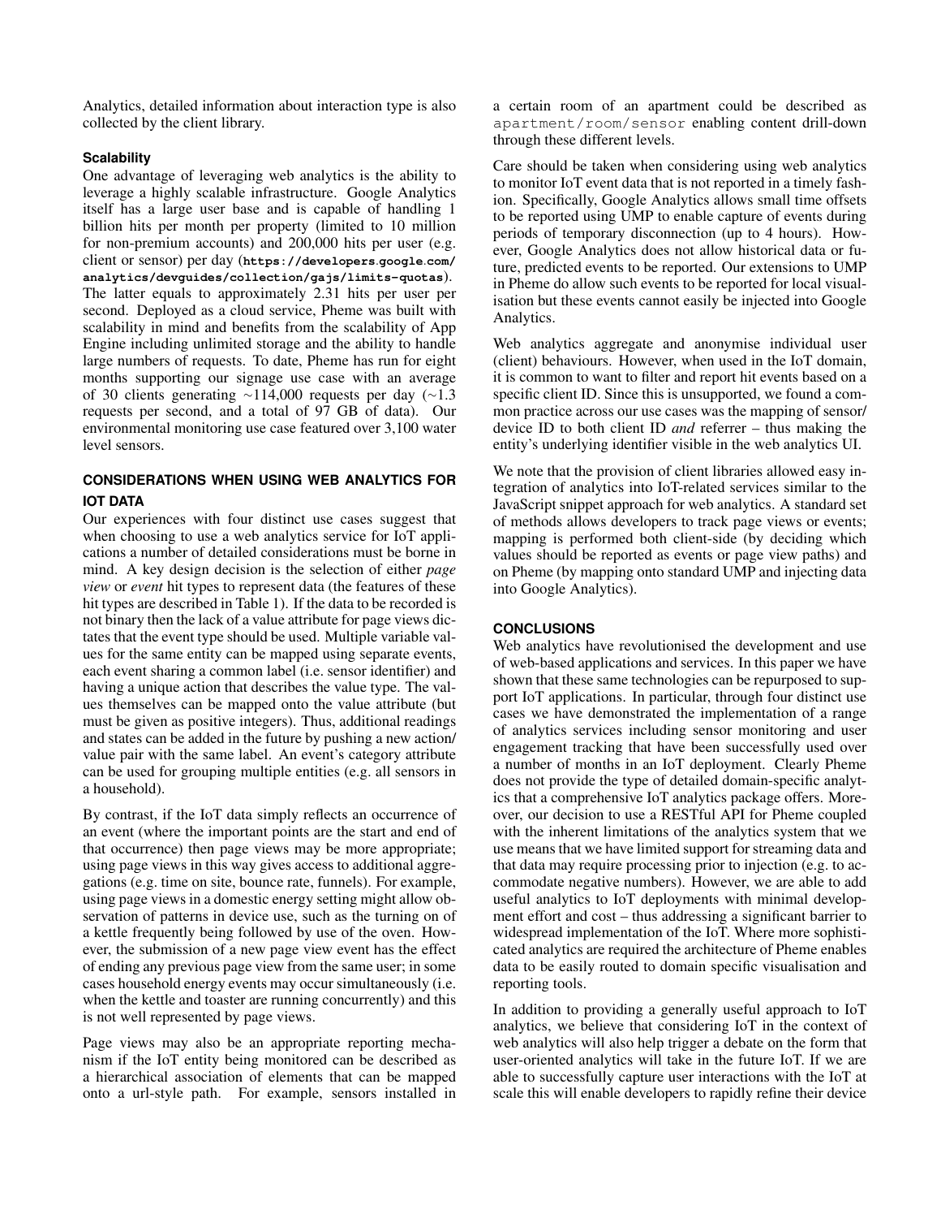Analytics, detailed information about interaction type is also collected by the client library.

### Scalability

One advantage of leveraging web analytics is the ability to leverage a highly scalable infrastructure. Google Analytics itself has a large user base and is capable of handling 1 billion hits per month per property (limited to 10 million for non-premium accounts) and 200,000 hits per user (e.g. client or sensor) per day (**https://developers.google.com/analytics/devguides/collection/gajs/limits-quotas**). The latter equals to approximately 2.31 hits per user per second. Deployed as a cloud service, Pheme was built with scalability in mind and benefits from the scalability of App Engine including unlimited storage and the ability to handle large numbers of requests. To date, Pheme has run for eight months supporting our signage use case with an average of 30 clients generating ~114,000 requests per day (~1.3 requests per second, and a total of 97 GB of data). Our environmental monitoring use case featured over 3,100 water level sensors.

## CONSIDERATIONS WHEN USING WEB ANALYTICS FOR IOT DATA

Our experiences with four distinct use cases suggest that when choosing to use a web analytics service for IoT applications a number of detailed considerations must be borne in mind. A key design decision is the selection of either *page view* or *event* hit types to represent data (the features of these hit types are described in Table 1). If the data to be recorded is not binary then the lack of a value attribute for page views dictates that the event type should be used. Multiple variable values for the same entity can be mapped using separate events, each event sharing a common label (i.e. sensor identifier) and having a unique action that describes the value type. The values themselves can be mapped onto the value attribute (but must be given as positive integers). Thus, additional readings and states can be added in the future by pushing a new action/value pair with the same label. An event's category attribute can be used for grouping multiple entities (e.g. all sensors in a household).

By contrast, if the IoT data simply reflects an occurrence of an event (where the important points are the start and end of that occurrence) then page views may be more appropriate; using page views in this way gives access to additional aggregations (e.g. time on site, bounce rate, funnels). For example, using page views in a domestic energy setting might allow observation of patterns in device use, such as the turning on of a kettle frequently being followed by use of the oven. However, the submission of a new page view event has the effect of ending any previous page view from the same user; in some cases household energy events may occur simultaneously (i.e. when the kettle and toaster are running concurrently) and this is not well represented by page views.

Page views may also be an appropriate reporting mechanism if the IoT entity being monitored can be described as a hierarchical association of elements that can be mapped onto a url-style path. For example, sensors installed in a certain room of an apartment could be described as `apartment/room/sensor` enabling content drill-down through these different levels.

Care should be taken when considering using web analytics to monitor IoT event data that is not reported in a timely fashion. Specifically, Google Analytics allows small time offsets to be reported using UMP to enable capture of events during periods of temporary disconnection (up to 4 hours). However, Google Analytics does not allow historical data or future, predicted events to be reported. Our extensions to UMP in Pheme do allow such events to be reported for local visualisation but these events cannot easily be injected into Google Analytics.

Web analytics aggregate and anonymise individual user (client) behaviours. However, when used in the IoT domain, it is common to want to filter and report hit events based on a specific client ID. Since this is unsupported, we found a common practice across our use cases was the mapping of sensor/device ID to both client ID *and* referrer – thus making the entity's underlying identifier visible in the web analytics UI.

We note that the provision of client libraries allowed easy integration of analytics into IoT-related services similar to the JavaScript snippet approach for web analytics. A standard set of methods allows developers to track page views or events; mapping is performed both client-side (by deciding which values should be reported as events or page view paths) and on Pheme (by mapping onto standard UMP and injecting data into Google Analytics).

## CONCLUSIONS

Web analytics have revolutionised the development and use of web-based applications and services. In this paper we have shown that these same technologies can be repurposed to support IoT applications. In particular, through four distinct use cases we have demonstrated the implementation of a range of analytics services including sensor monitoring and user engagement tracking that have been successfully used over a number of months in an IoT deployment. Clearly Pheme does not provide the type of detailed domain-specific analytics that a comprehensive IoT analytics package offers. Moreover, our decision to use a RESTful API for Pheme coupled with the inherent limitations of the analytics system that we use means that we have limited support for streaming data and that data may require processing prior to injection (e.g. to accommodate negative numbers). However, we are able to add useful analytics to IoT deployments with minimal development effort and cost – thus addressing a significant barrier to widespread implementation of the IoT. Where more sophisticated analytics are required the architecture of Pheme enables data to be easily routed to domain specific visualisation and reporting tools.

In addition to providing a generally useful approach to IoT analytics, we believe that considering IoT in the context of web analytics will also help trigger a debate on the form that user-oriented analytics will take in the future IoT. If we are able to successfully capture user interactions with the IoT at scale this will enable developers to rapidly refine their device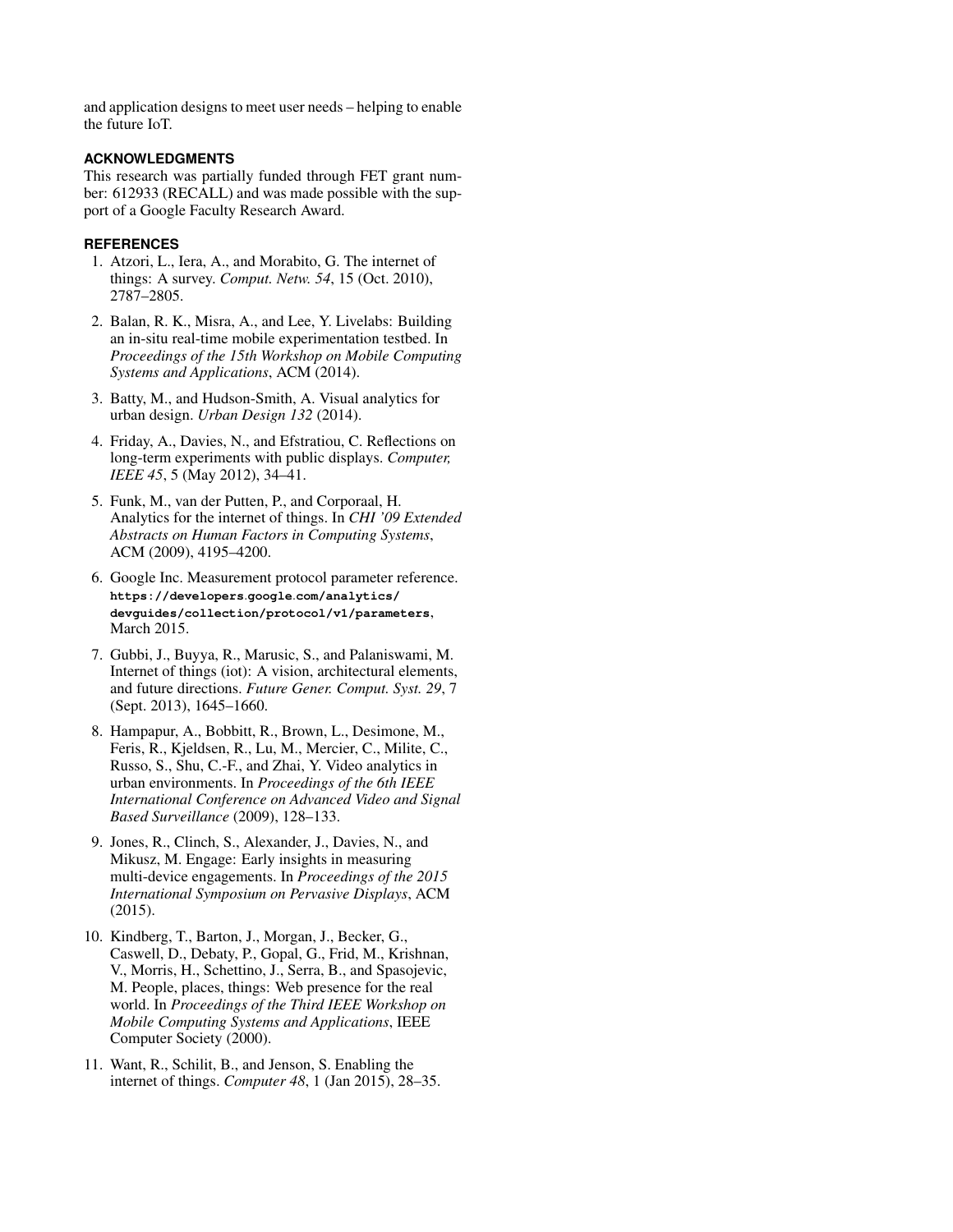and application designs to meet user needs – helping to enable the future IoT.

## ACKNOWLEDGMENTS

This research was partially funded through FET grant number: 612933 (RECALL) and was made possible with the support of a Google Faculty Research Award.

## REFERENCES

1. Atzori, L., Iera, A., and Morabito, G. The internet of things: A survey. *Comput. Netw. 54*, 15 (Oct. 2010), 2787–2805.
2. Balan, R. K., Misra, A., and Lee, Y. Livelabs: Building an in-situ real-time mobile experimentation testbed. In *Proceedings of the 15th Workshop on Mobile Computing Systems and Applications*, ACM (2014).
3. Batty, M., and Hudson-Smith, A. Visual analytics for urban design. *Urban Design 132* (2014).
4. Friday, A., Davies, N., and Efstratiou, C. Reflections on long-term experiments with public displays. *Computer, IEEE 45*, 5 (May 2012), 34–41.
5. Funk, M., van der Putten, P., and Corporaal, H. Analytics for the internet of things. In *CHI '09 Extended Abstracts on Human Factors in Computing Systems*, ACM (2009), 4195–4200.
6. Google Inc. Measurement protocol parameter reference. **https://developers.google.com/analytics/devguides/collection/protocol/v1/parameters**, March 2015.
7. Gubbi, J., Buyya, R., Marusic, S., and Palaniswami, M. Internet of things (iot): A vision, architectural elements, and future directions. *Future Gener. Comput. Syst. 29*, 7 (Sept. 2013), 1645–1660.
8. Hampapur, A., Bobbitt, R., Brown, L., Desimone, M., Feris, R., Kjeldsen, R., Lu, M., Mercier, C., Milite, C., Russo, S., Shu, C.-F., and Zhai, Y. Video analytics in urban environments. In *Proceedings of the 6th IEEE International Conference on Advanced Video and Signal Based Surveillance* (2009), 128–133.
9. Jones, R., Clinch, S., Alexander, J., Davies, N., and Mikusz, M. Engage: Early insights in measuring multi-device engagements. In *Proceedings of the 2015 International Symposium on Pervasive Displays*, ACM (2015).
10. Kindberg, T., Barton, J., Morgan, J., Becker, G., Caswell, D., Debaty, P., Gopal, G., Frid, M., Krishnan, V., Morris, H., Schettino, J., Serra, B., and Spasojevic, M. People, places, things: Web presence for the real world. In *Proceedings of the Third IEEE Workshop on Mobile Computing Systems and Applications*, IEEE Computer Society (2000).
11. Want, R., Schilit, B., and Jenson, S. Enabling the internet of things. *Computer 48*, 1 (Jan 2015), 28–35.